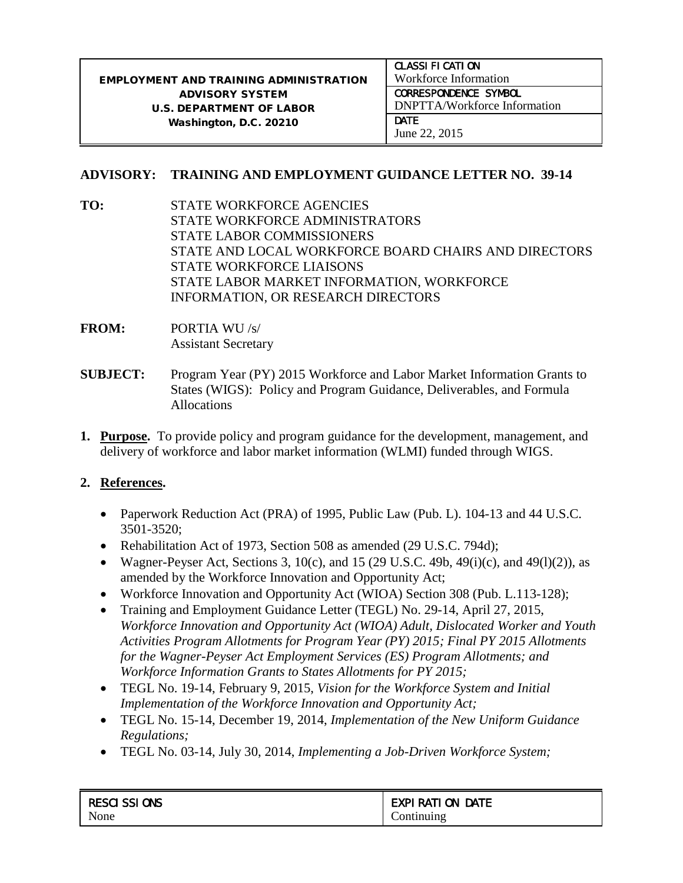| EMPLOYMENT AND TRAINING ADMINISTRATION ADVISORY SYSTEM U.S. DEPARTMENT OF LABOR Washington, D.C. 20210 | CLASSIFICATION Workforce Information |
|---|---|
| | CORRESPONDENCE SYMBOL DNPTTA/Workforce Information |
| | DATE June 22, 2015 |

**ADVISORY: TRAINING AND EMPLOYMENT GUIDANCE LETTER NO. 39-14**

**TO:** STATE WORKFORCE AGENCIES
STATE WORKFORCE ADMINISTRATORS
STATE LABOR COMMISSIONERS
STATE AND LOCAL WORKFORCE BOARD CHAIRS AND DIRECTORS
STATE WORKFORCE LIAISONS
STATE LABOR MARKET INFORMATION, WORKFORCE INFORMATION, OR RESEARCH DIRECTORS

**FROM:** PORTIA WU /s/
Assistant Secretary

**SUBJECT:** Program Year (PY) 2015 Workforce and Labor Market Information Grants to States (WIGS): Policy and Program Guidance, Deliverables, and Formula Allocations

1. **Purpose.** To provide policy and program guidance for the development, management, and delivery of workforce and labor market information (WLMI) funded through WIGS.

2. **References.**

   - Paperwork Reduction Act (PRA) of 1995, Public Law (Pub. L). 104-13 and 44 U.S.C. 3501-3520;
   - Rehabilitation Act of 1973, Section 508 as amended (29 U.S.C. 794d);
   - Wagner-Peyser Act, Sections 3, 10(c), and 15 (29 U.S.C. 49b, 49(i)(c), and 49(l)(2)), as amended by the Workforce Innovation and Opportunity Act;
   - Workforce Innovation and Opportunity Act (WIOA) Section 308 (Pub. L.113-128);
   - Training and Employment Guidance Letter (TEGL) No. 29-14, April 27, 2015, *Workforce Innovation and Opportunity Act (WIOA) Adult, Dislocated Worker and Youth Activities Program Allotments for Program Year (PY) 2015; Final PY 2015 Allotments for the Wagner-Peyser Act Employment Services (ES) Program Allotments; and Workforce Information Grants to States Allotments for PY 2015;*
   - TEGL No. 19-14, February 9, 2015, *Vision for the Workforce System and Initial Implementation of the Workforce Innovation and Opportunity Act;*
   - TEGL No. 15-14, December 19, 2014, *Implementation of the New Uniform Guidance Regulations;*
   - TEGL No. 03-14, July 30, 2014, *Implementing a Job-Driven Workforce System;*

| RESCISSIONS | EXPIRATION DATE |
|---|---|
| None | Continuing |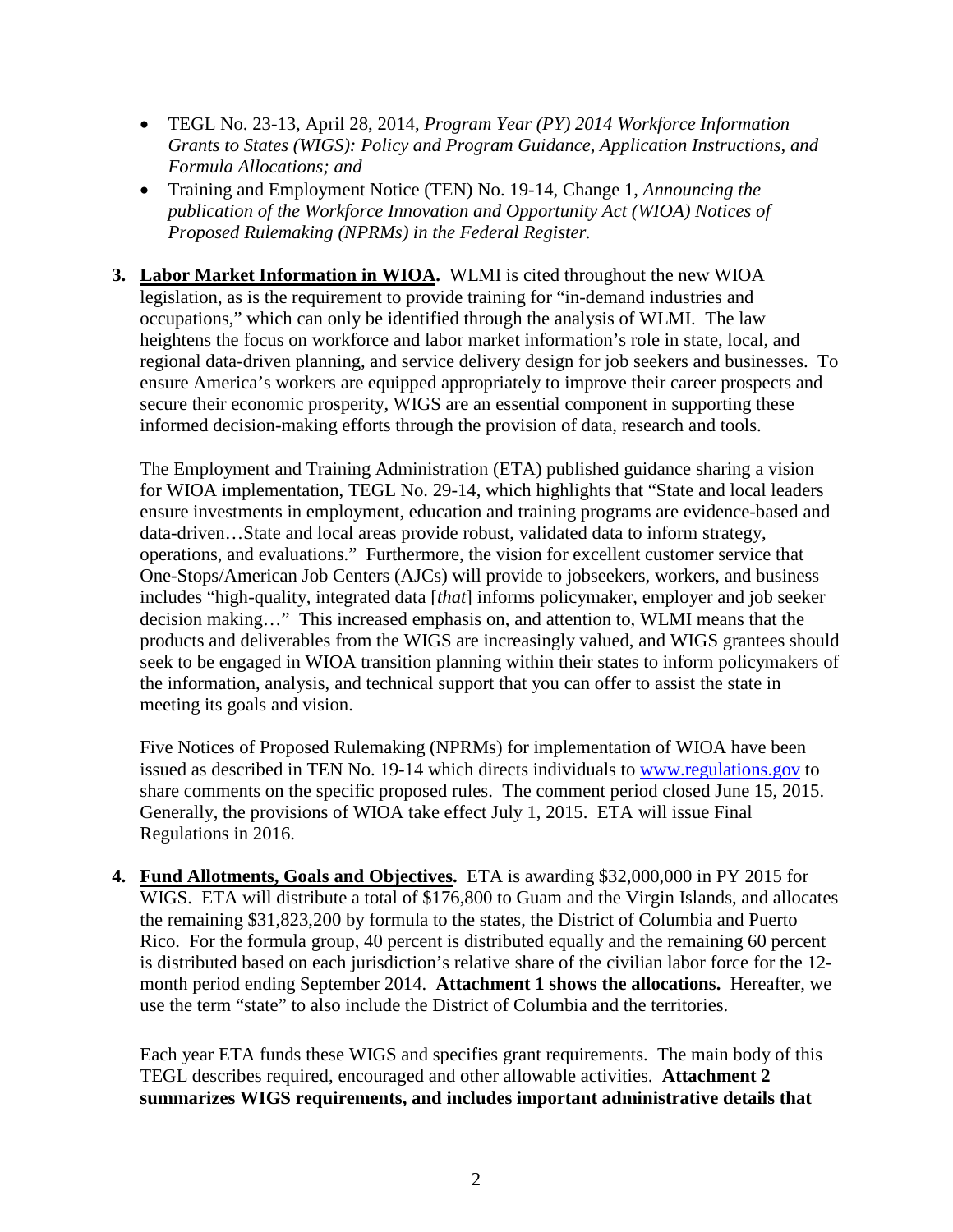- TEGL No. 23-13, April 28, 2014, *Program Year (PY) 2014 Workforce Information Grants to States (WIGS): Policy and Program Guidance, Application Instructions, and Formula Allocations; and*
- Training and Employment Notice (TEN) No. 19-14, Change 1, *Announcing the publication of the Workforce Innovation and Opportunity Act (WIOA) Notices of Proposed Rulemaking (NPRMs) in the Federal Register.*

3. **Labor Market Information in WIOA.** WLMI is cited throughout the new WIOA legislation, as is the requirement to provide training for "in-demand industries and occupations," which can only be identified through the analysis of WLMI. The law heightens the focus on workforce and labor market information's role in state, local, and regional data-driven planning, and service delivery design for job seekers and businesses. To ensure America's workers are equipped appropriately to improve their career prospects and secure their economic prosperity, WIGS are an essential component in supporting these informed decision-making efforts through the provision of data, research and tools.

   The Employment and Training Administration (ETA) published guidance sharing a vision for WIOA implementation, TEGL No. 29-14, which highlights that "State and local leaders ensure investments in employment, education and training programs are evidence-based and data-driven…State and local areas provide robust, validated data to inform strategy, operations, and evaluations." Furthermore, the vision for excellent customer service that One-Stops/American Job Centers (AJCs) will provide to jobseekers, workers, and business includes "high-quality, integrated data [*that*] informs policymaker, employer and job seeker decision making…" This increased emphasis on, and attention to, WLMI means that the products and deliverables from the WIGS are increasingly valued, and WIGS grantees should seek to be engaged in WIOA transition planning within their states to inform policymakers of the information, analysis, and technical support that you can offer to assist the state in meeting its goals and vision.

   Five Notices of Proposed Rulemaking (NPRMs) for implementation of WIOA have been issued as described in TEN No. 19-14 which directs individuals to [www.regulations.gov](http://www.regulations.gov) to share comments on the specific proposed rules. The comment period closed June 15, 2015. Generally, the provisions of WIOA take effect July 1, 2015. ETA will issue Final Regulations in 2016.

4. **Fund Allotments, Goals and Objectives.** ETA is awarding $32,000,000 in PY 2015 for WIGS. ETA will distribute a total of $176,800 to Guam and the Virgin Islands, and allocates the remaining $31,823,200 by formula to the states, the District of Columbia and Puerto Rico. For the formula group, 40 percent is distributed equally and the remaining 60 percent is distributed based on each jurisdiction's relative share of the civilian labor force for the 12-month period ending September 2014. **Attachment 1 shows the allocations.** Hereafter, we use the term "state" to also include the District of Columbia and the territories.

   Each year ETA funds these WIGS and specifies grant requirements. The main body of this TEGL describes required, encouraged and other allowable activities. **Attachment 2 summarizes WIGS requirements, and includes important administrative details that**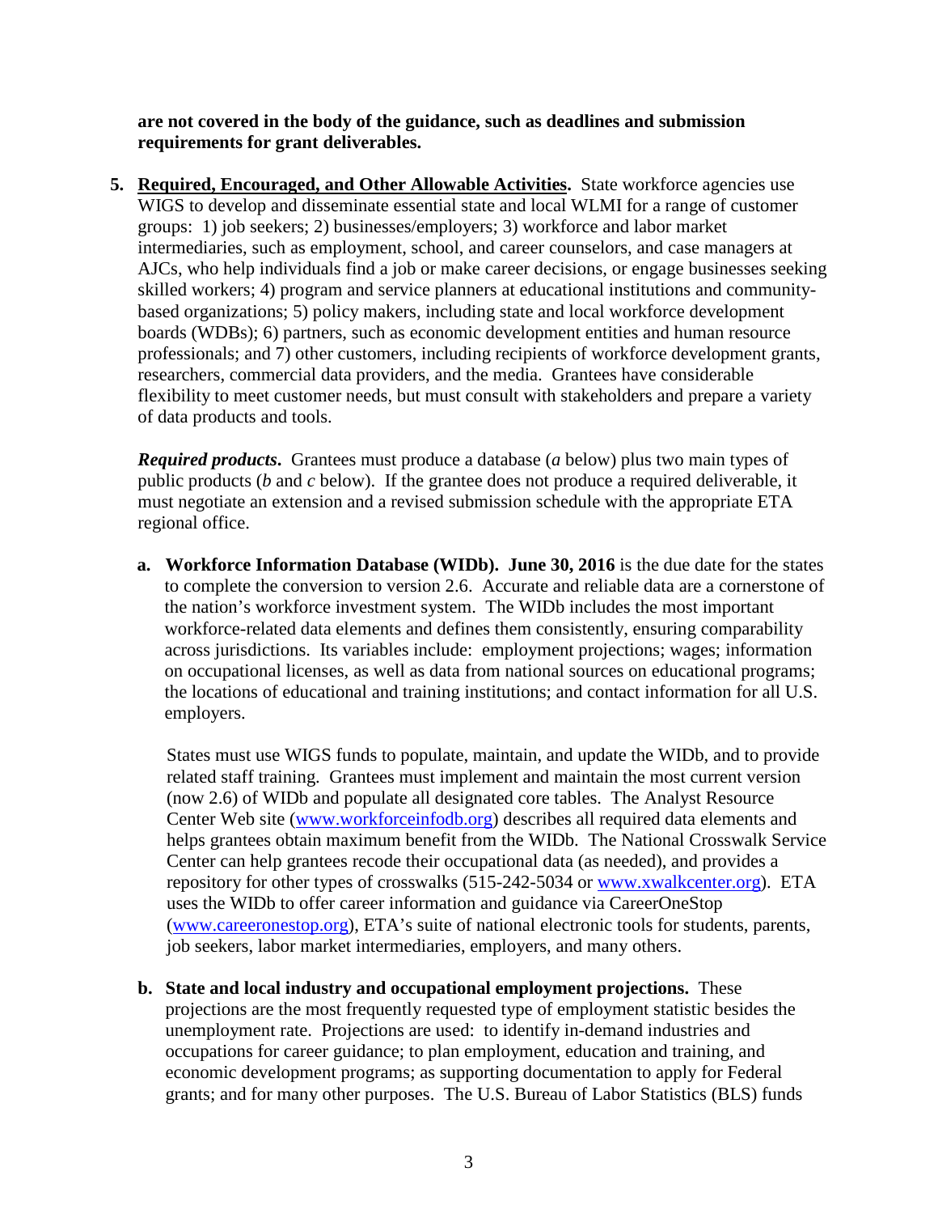**are not covered in the body of the guidance, such as deadlines and submission requirements for grant deliverables.**

5. **Required, Encouraged, and Other Allowable Activities.** State workforce agencies use WIGS to develop and disseminate essential state and local WLMI for a range of customer groups: 1) job seekers; 2) businesses/employers; 3) workforce and labor market intermediaries, such as employment, school, and career counselors, and case managers at AJCs, who help individuals find a job or make career decisions, or engage businesses seeking skilled workers; 4) program and service planners at educational institutions and community-based organizations; 5) policy makers, including state and local workforce development boards (WDBs); 6) partners, such as economic development entities and human resource professionals; and 7) other customers, including recipients of workforce development grants, researchers, commercial data providers, and the media. Grantees have considerable flexibility to meet customer needs, but must consult with stakeholders and prepare a variety of data products and tools.

   ***Required products***. Grantees must produce a database (*a* below) plus two main types of public products (*b* and *c* below). If the grantee does not produce a required deliverable, it must negotiate an extension and a revised submission schedule with the appropriate ETA regional office.

   a. **Workforce Information Database (WIDb). June 30, 2016** is the due date for the states to complete the conversion to version 2.6. Accurate and reliable data are a cornerstone of the nation's workforce investment system. The WIDb includes the most important workforce-related data elements and defines them consistently, ensuring comparability across jurisdictions. Its variables include: employment projections; wages; information on occupational licenses, as well as data from national sources on educational programs; the locations of educational and training institutions; and contact information for all U.S. employers.

      States must use WIGS funds to populate, maintain, and update the WIDb, and to provide related staff training. Grantees must implement and maintain the most current version (now 2.6) of WIDb and populate all designated core tables. The Analyst Resource Center Web site (www.workforceinfodb.org) describes all required data elements and helps grantees obtain maximum benefit from the WIDb. The National Crosswalk Service Center can help grantees recode their occupational data (as needed), and provides a repository for other types of crosswalks (515-242-5034 or www.xwalkcenter.org). ETA uses the WIDb to offer career information and guidance via CareerOneStop (www.careeronestop.org), ETA's suite of national electronic tools for students, parents, job seekers, labor market intermediaries, employers, and many others.

   b. **State and local industry and occupational employment projections.** These projections are the most frequently requested type of employment statistic besides the unemployment rate. Projections are used: to identify in-demand industries and occupations for career guidance; to plan employment, education and training, and economic development programs; as supporting documentation to apply for Federal grants; and for many other purposes. The U.S. Bureau of Labor Statistics (BLS) funds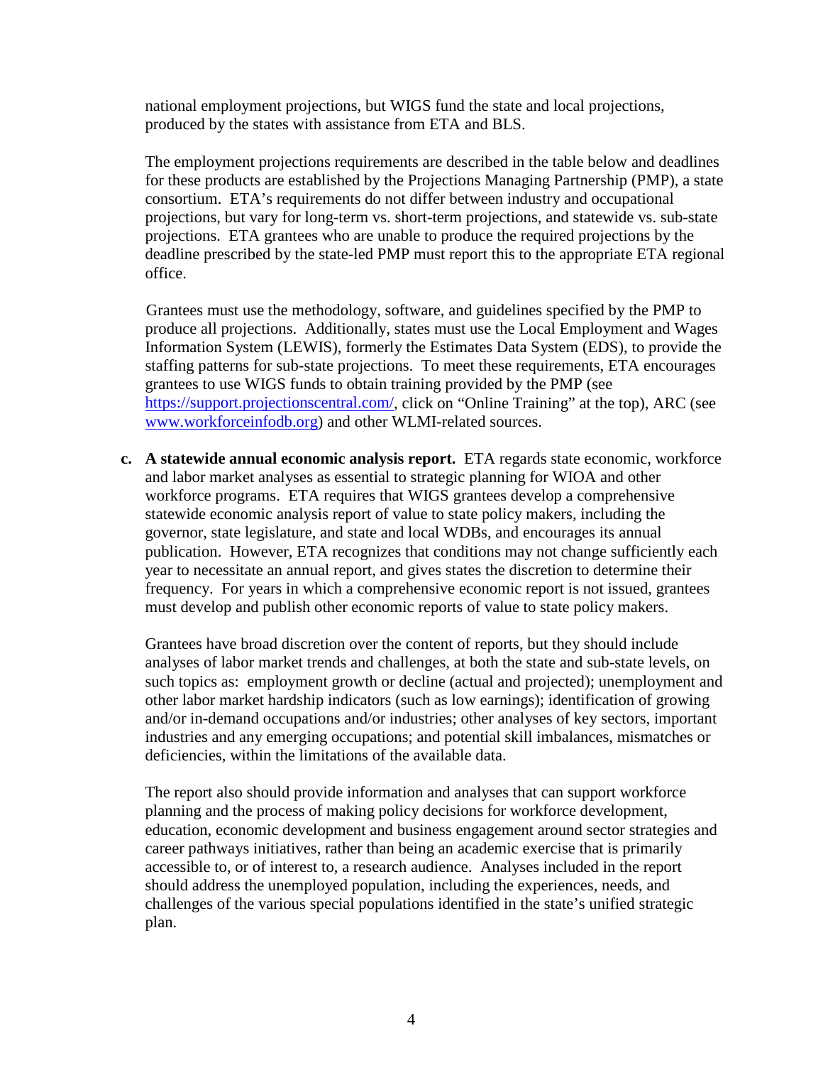national employment projections, but WIGS fund the state and local projections, produced by the states with assistance from ETA and BLS.

The employment projections requirements are described in the table below and deadlines for these products are established by the Projections Managing Partnership (PMP), a state consortium. ETA's requirements do not differ between industry and occupational projections, but vary for long-term vs. short-term projections, and statewide vs. sub-state projections. ETA grantees who are unable to produce the required projections by the deadline prescribed by the state-led PMP must report this to the appropriate ETA regional office.

Grantees must use the methodology, software, and guidelines specified by the PMP to produce all projections. Additionally, states must use the Local Employment and Wages Information System (LEWIS), formerly the Estimates Data System (EDS), to provide the staffing patterns for sub-state projections. To meet these requirements, ETA encourages grantees to use WIGS funds to obtain training provided by the PMP (see [https://support.projectionscentral.com/](https://support.projectionscentral.com/), click on "Online Training" at the top), ARC (see [www.workforceinfodb.org](www.workforceinfodb.org)) and other WLMI-related sources.

**c. A statewide annual economic analysis report.** ETA regards state economic, workforce and labor market analyses as essential to strategic planning for WIOA and other workforce programs. ETA requires that WIGS grantees develop a comprehensive statewide economic analysis report of value to state policy makers, including the governor, state legislature, and state and local WDBs, and encourages its annual publication. However, ETA recognizes that conditions may not change sufficiently each year to necessitate an annual report, and gives states the discretion to determine their frequency. For years in which a comprehensive economic report is not issued, grantees must develop and publish other economic reports of value to state policy makers.

Grantees have broad discretion over the content of reports, but they should include analyses of labor market trends and challenges, at both the state and sub-state levels, on such topics as: employment growth or decline (actual and projected); unemployment and other labor market hardship indicators (such as low earnings); identification of growing and/or in-demand occupations and/or industries; other analyses of key sectors, important industries and any emerging occupations; and potential skill imbalances, mismatches or deficiencies, within the limitations of the available data.

The report also should provide information and analyses that can support workforce planning and the process of making policy decisions for workforce development, education, economic development and business engagement around sector strategies and career pathways initiatives, rather than being an academic exercise that is primarily accessible to, or of interest to, a research audience. Analyses included in the report should address the unemployed population, including the experiences, needs, and challenges of the various special populations identified in the state's unified strategic plan.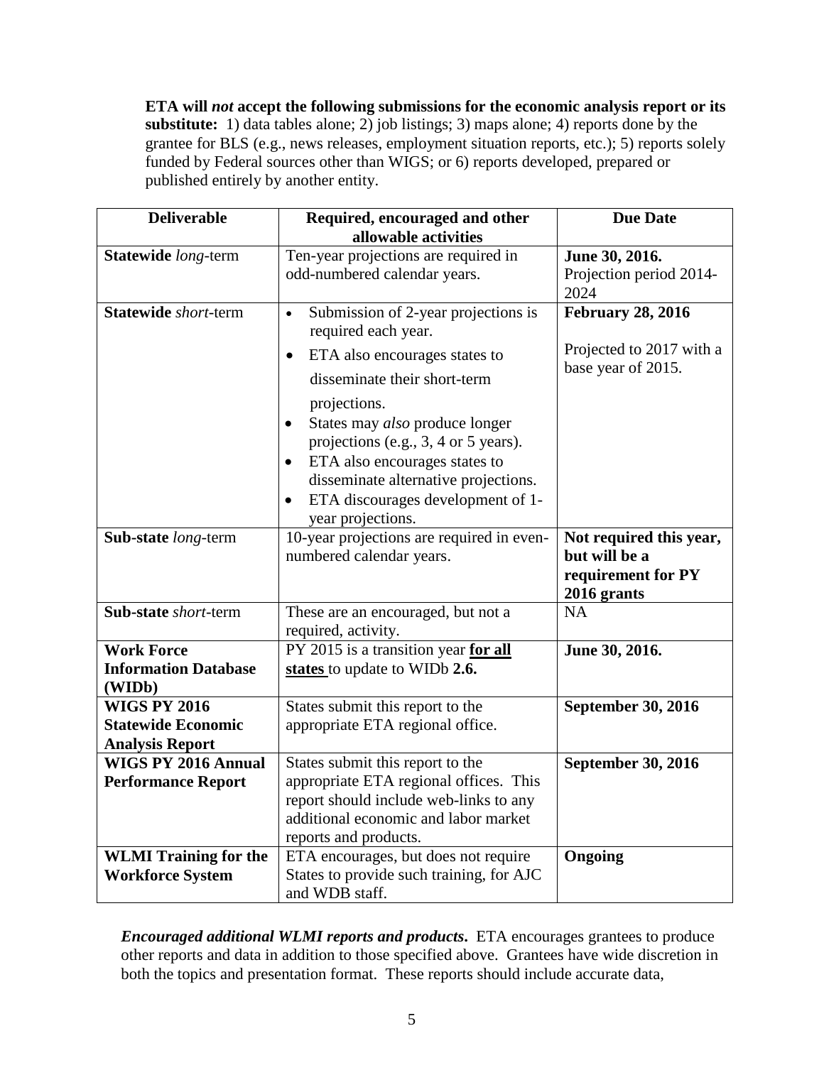**ETA will *not* accept the following submissions for the economic analysis report or its substitute:** 1) data tables alone; 2) job listings; 3) maps alone; 4) reports done by the grantee for BLS (e.g., news releases, employment situation reports, etc.); 5) reports solely funded by Federal sources other than WIGS; or 6) reports developed, prepared or published entirely by another entity.

| Deliverable | Required, encouraged and other allowable activities | Due Date |
|---|---|---|
| **Statewide *long*-term** | Ten-year projections are required in odd-numbered calendar years. | **June 30, 2016.** Projection period 2014-2024 |
| **Statewide *short*-term** | • Submission of 2-year projections is required each year.<br>• ETA also encourages states to disseminate their short-term projections.<br>• States may *also* produce longer projections (e.g., 3, 4 or 5 years).<br>• ETA also encourages states to disseminate alternative projections.<br>• ETA discourages development of 1-year projections. | **February 28, 2016**<br><br>Projected to 2017 with a base year of 2015. |
| **Sub-state *long*-term** | 10-year projections are required in even-numbered calendar years. | **Not required this year, but will be a requirement for PY 2016 grants** |
| **Sub-state *short*-term** | These are an encouraged, but not a required, activity. | NA |
| **Work Force Information Database (WIDb)** | PY 2015 is a transition year **<u>for all states</u>** to update to WIDb **2.6.** | **June 30, 2016.** |
| **WIGS PY 2016 Statewide Economic Analysis Report** | States submit this report to the appropriate ETA regional office. | **September 30, 2016** |
| **WIGS PY 2016 Annual Performance Report** | States submit this report to the appropriate ETA regional offices. This report should include web-links to any additional economic and labor market reports and products. | **September 30, 2016** |
| **WLMI Training for the Workforce System** | ETA encourages, but does not require States to provide such training, for AJC and WDB staff. | **Ongoing** |

***Encouraged additional WLMI reports and products.*** ETA encourages grantees to produce other reports and data in addition to those specified above. Grantees have wide discretion in both the topics and presentation format. These reports should include accurate data,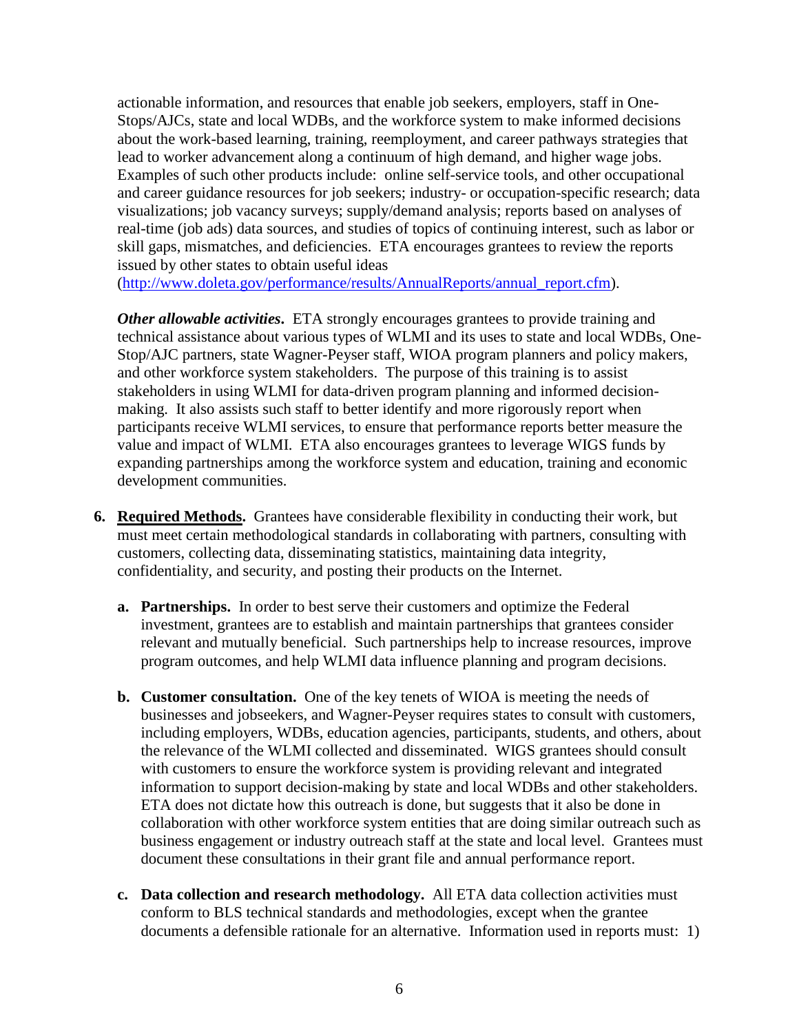actionable information, and resources that enable job seekers, employers, staff in One-Stops/AJCs, state and local WDBs, and the workforce system to make informed decisions about the work-based learning, training, reemployment, and career pathways strategies that lead to worker advancement along a continuum of high demand, and higher wage jobs. Examples of such other products include: online self-service tools, and other occupational and career guidance resources for job seekers; industry- or occupation-specific research; data visualizations; job vacancy surveys; supply/demand analysis; reports based on analyses of real-time (job ads) data sources, and studies of topics of continuing interest, such as labor or skill gaps, mismatches, and deficiencies. ETA encourages grantees to review the reports issued by other states to obtain useful ideas (http://www.doleta.gov/performance/results/AnnualReports/annual_report.cfm).

***Other allowable activities***. ETA strongly encourages grantees to provide training and technical assistance about various types of WLMI and its uses to state and local WDBs, One-Stop/AJC partners, state Wagner-Peyser staff, WIOA program planners and policy makers, and other workforce system stakeholders. The purpose of this training is to assist stakeholders in using WLMI for data-driven program planning and informed decision-making. It also assists such staff to better identify and more rigorously report when participants receive WLMI services, to ensure that performance reports better measure the value and impact of WLMI. ETA also encourages grantees to leverage WIGS funds by expanding partnerships among the workforce system and education, training and economic development communities.

6. **Required Methods.** Grantees have considerable flexibility in conducting their work, but must meet certain methodological standards in collaborating with partners, consulting with customers, collecting data, disseminating statistics, maintaining data integrity, confidentiality, and security, and posting their products on the Internet.

   a. **Partnerships.** In order to best serve their customers and optimize the Federal investment, grantees are to establish and maintain partnerships that grantees consider relevant and mutually beneficial. Such partnerships help to increase resources, improve program outcomes, and help WLMI data influence planning and program decisions.

   b. **Customer consultation.** One of the key tenets of WIOA is meeting the needs of businesses and jobseekers, and Wagner-Peyser requires states to consult with customers, including employers, WDBs, education agencies, participants, students, and others, about the relevance of the WLMI collected and disseminated. WIGS grantees should consult with customers to ensure the workforce system is providing relevant and integrated information to support decision-making by state and local WDBs and other stakeholders. ETA does not dictate how this outreach is done, but suggests that it also be done in collaboration with other workforce system entities that are doing similar outreach such as business engagement or industry outreach staff at the state and local level. Grantees must document these consultations in their grant file and annual performance report.

   c. **Data collection and research methodology.** All ETA data collection activities must conform to BLS technical standards and methodologies, except when the grantee documents a defensible rationale for an alternative. Information used in reports must: 1)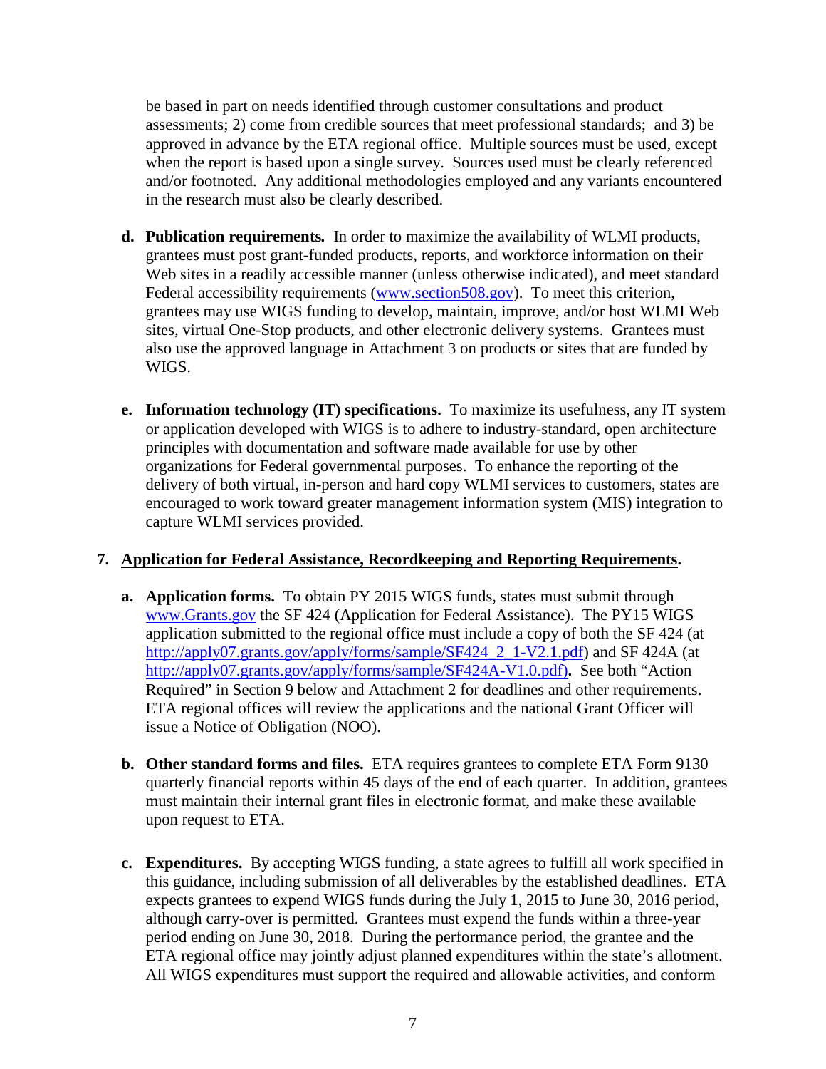be based in part on needs identified through customer consultations and product assessments; 2) come from credible sources that meet professional standards; and 3) be approved in advance by the ETA regional office. Multiple sources must be used, except when the report is based upon a single survey. Sources used must be clearly referenced and/or footnoted. Any additional methodologies employed and any variants encountered in the research must also be clearly described.

d. **Publication requirements.** In order to maximize the availability of WLMI products, grantees must post grant-funded products, reports, and workforce information on their Web sites in a readily accessible manner (unless otherwise indicated), and meet standard Federal accessibility requirements ([www.section508.gov](www.section508.gov)). To meet this criterion, grantees may use WIGS funding to develop, maintain, improve, and/or host WLMI Web sites, virtual One-Stop products, and other electronic delivery systems. Grantees must also use the approved language in Attachment 3 on products or sites that are funded by WIGS.

e. **Information technology (IT) specifications.** To maximize its usefulness, any IT system or application developed with WIGS is to adhere to industry-standard, open architecture principles with documentation and software made available for use by other organizations for Federal governmental purposes. To enhance the reporting of the delivery of both virtual, in-person and hard copy WLMI services to customers, states are encouraged to work toward greater management information system (MIS) integration to capture WLMI services provided.

## 7. Application for Federal Assistance, Recordkeeping and Reporting Requirements.

a. **Application forms.** To obtain PY 2015 WIGS funds, states must submit through [www.Grants.gov](www.Grants.gov) the SF 424 (Application for Federal Assistance). The PY15 WIGS application submitted to the regional office must include a copy of both the SF 424 (at [http://apply07.grants.gov/apply/forms/sample/SF424_2_1-V2.1.pdf](http://apply07.grants.gov/apply/forms/sample/SF424_2_1-V2.1.pdf)) and SF 424A (at [http://apply07.grants.gov/apply/forms/sample/SF424A-V1.0.pdf](http://apply07.grants.gov/apply/forms/sample/SF424A-V1.0.pdf))**.** See both "Action Required" in Section 9 below and Attachment 2 for deadlines and other requirements. ETA regional offices will review the applications and the national Grant Officer will issue a Notice of Obligation (NOO).

b. **Other standard forms and files.** ETA requires grantees to complete ETA Form 9130 quarterly financial reports within 45 days of the end of each quarter. In addition, grantees must maintain their internal grant files in electronic format, and make these available upon request to ETA.

c. **Expenditures.** By accepting WIGS funding, a state agrees to fulfill all work specified in this guidance, including submission of all deliverables by the established deadlines. ETA expects grantees to expend WIGS funds during the July 1, 2015 to June 30, 2016 period, although carry-over is permitted. Grantees must expend the funds within a three-year period ending on June 30, 2018. During the performance period, the grantee and the ETA regional office may jointly adjust planned expenditures within the state's allotment. All WIGS expenditures must support the required and allowable activities, and conform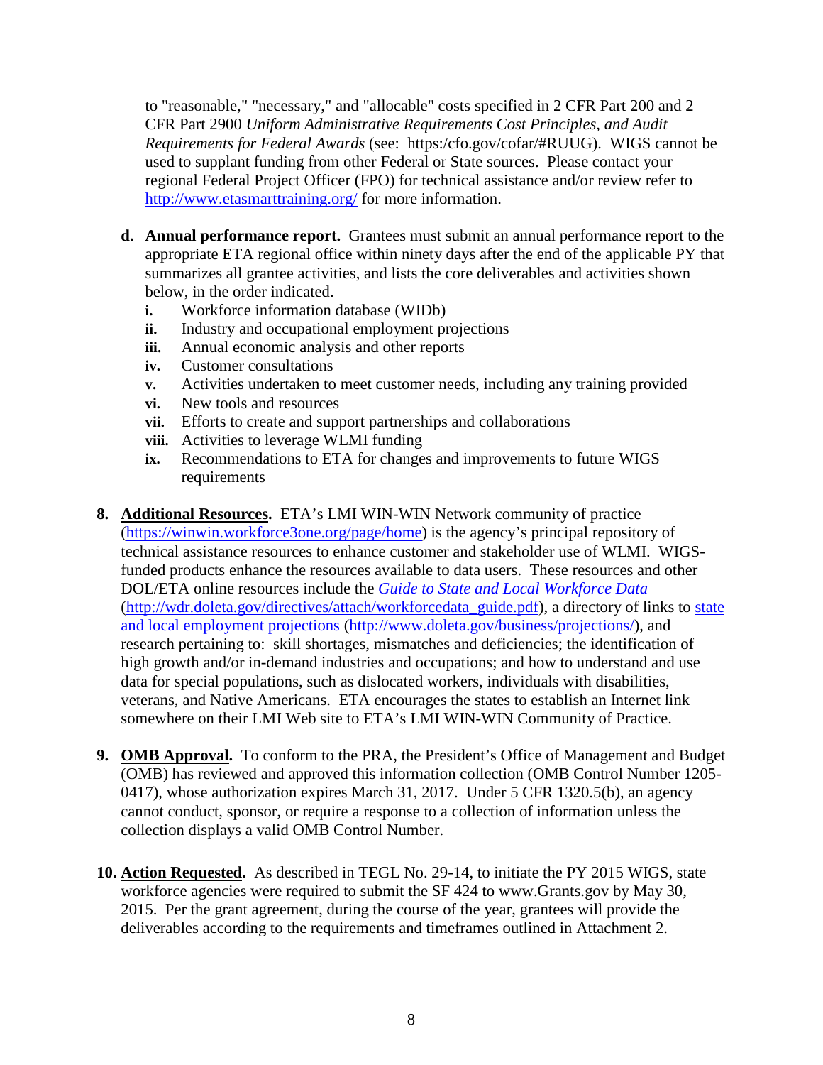to "reasonable," "necessary," and "allocable" costs specified in 2 CFR Part 200 and 2 CFR Part 2900 *Uniform Administrative Requirements Cost Principles, and Audit Requirements for Federal Awards* (see: https:/cfo.gov/cofar/#RUUG). WIGS cannot be used to supplant funding from other Federal or State sources. Please contact your regional Federal Project Officer (FPO) for technical assistance and/or review refer to http://www.etasmarttraining.org/ for more information.

**d. Annual performance report.** Grantees must submit an annual performance report to the appropriate ETA regional office within ninety days after the end of the applicable PY that summarizes all grantee activities, and lists the core deliverables and activities shown below, in the order indicated.

- **i.** Workforce information database (WIDb)
- **ii.** Industry and occupational employment projections
- **iii.** Annual economic analysis and other reports
- **iv.** Customer consultations
- **v.** Activities undertaken to meet customer needs, including any training provided
- **vi.** New tools and resources
- **vii.** Efforts to create and support partnerships and collaborations
- **viii.** Activities to leverage WLMI funding
- **ix.** Recommendations to ETA for changes and improvements to future WIGS requirements

**8. Additional Resources.** ETA's LMI WIN-WIN Network community of practice (https://winwin.workforce3one.org/page/home) is the agency's principal repository of technical assistance resources to enhance customer and stakeholder use of WLMI. WIGS-funded products enhance the resources available to data users. These resources and other DOL/ETA online resources include the *Guide to State and Local Workforce Data* (http://wdr.doleta.gov/directives/attach/workforcedata_guide.pdf), a directory of links to state and local employment projections (http://www.doleta.gov/business/projections/), and research pertaining to: skill shortages, mismatches and deficiencies; the identification of high growth and/or in-demand industries and occupations; and how to understand and use data for special populations, such as dislocated workers, individuals with disabilities, veterans, and Native Americans. ETA encourages the states to establish an Internet link somewhere on their LMI Web site to ETA's LMI WIN-WIN Community of Practice.

**9. OMB Approval.** To conform to the PRA, the President's Office of Management and Budget (OMB) has reviewed and approved this information collection (OMB Control Number 1205-0417), whose authorization expires March 31, 2017. Under 5 CFR 1320.5(b), an agency cannot conduct, sponsor, or require a response to a collection of information unless the collection displays a valid OMB Control Number.

**10. Action Requested.** As described in TEGL No. 29-14, to initiate the PY 2015 WIGS, state workforce agencies were required to submit the SF 424 to www.Grants.gov by May 30, 2015. Per the grant agreement, during the course of the year, grantees will provide the deliverables according to the requirements and timeframes outlined in Attachment 2.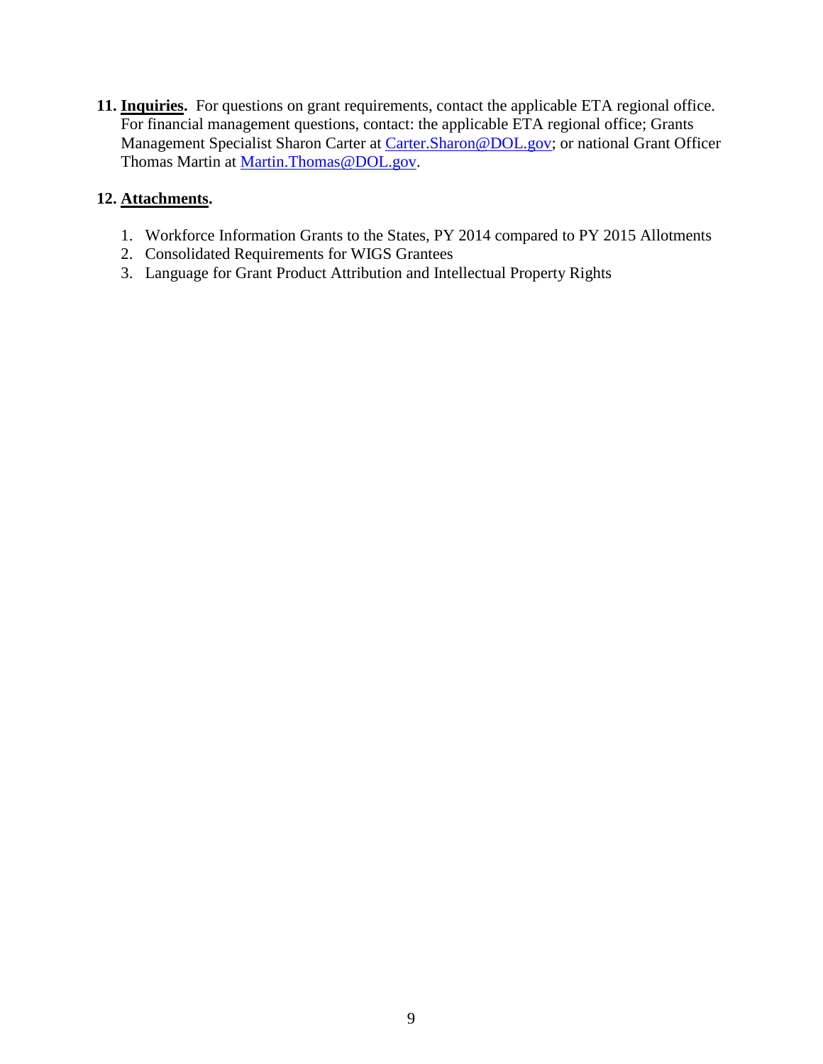**11. Inquiries.** For questions on grant requirements, contact the applicable ETA regional office. For financial management questions, contact: the applicable ETA regional office; Grants Management Specialist Sharon Carter at Carter.Sharon@DOL.gov; or national Grant Officer Thomas Martin at Martin.Thomas@DOL.gov.

**12. Attachments.**

1. Workforce Information Grants to the States, PY 2014 compared to PY 2015 Allotments
2. Consolidated Requirements for WIGS Grantees
3. Language for Grant Product Attribution and Intellectual Property Rights